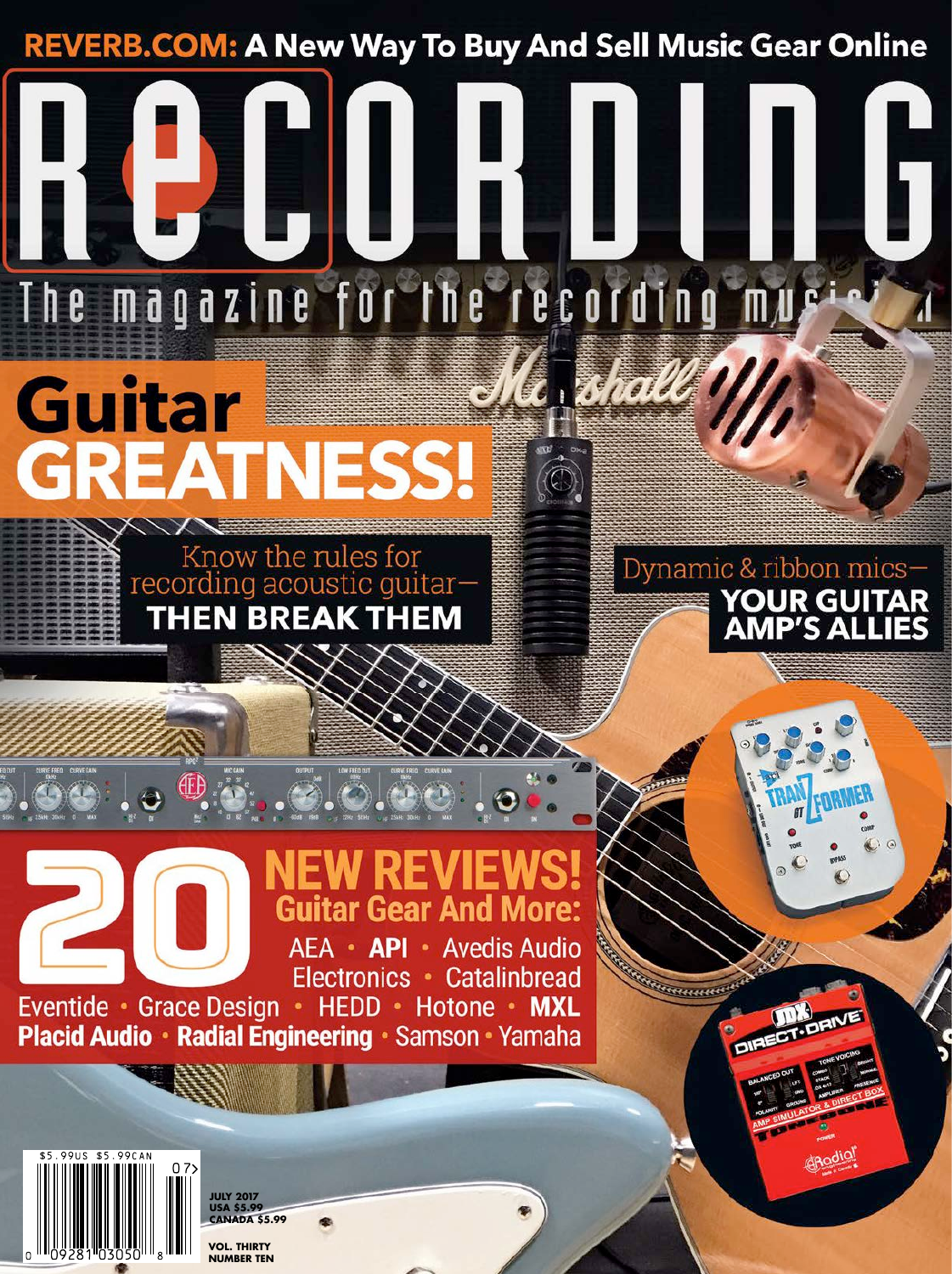**REVERB.COM: A New Way To Buy And Sell Music Gear Online**

# RECORDING

The magazine for the recording musician

## Guitar GREATNESS!

Know the rules for recording acoustic guitar—
**THEN BREAK THEM**

Dynamic & ribbon mics—
**YOUR GUITAR AMP'S ALLIES**

## 20 NEW REVIEWS!

**Guitar Gear And More:**

AEA · **API** · Avedis Audio Electronics · Catalinbread
Eventide · Grace Design · HEDD · Hotone · **MXL**
**Placid Audio** · **Radial Engineering** · Samson · Yamaha

$5.99US $5.99CAN

JULY 2017
USA $5.99
CANADA $5.99

VOL. THIRTY
NUMBER TEN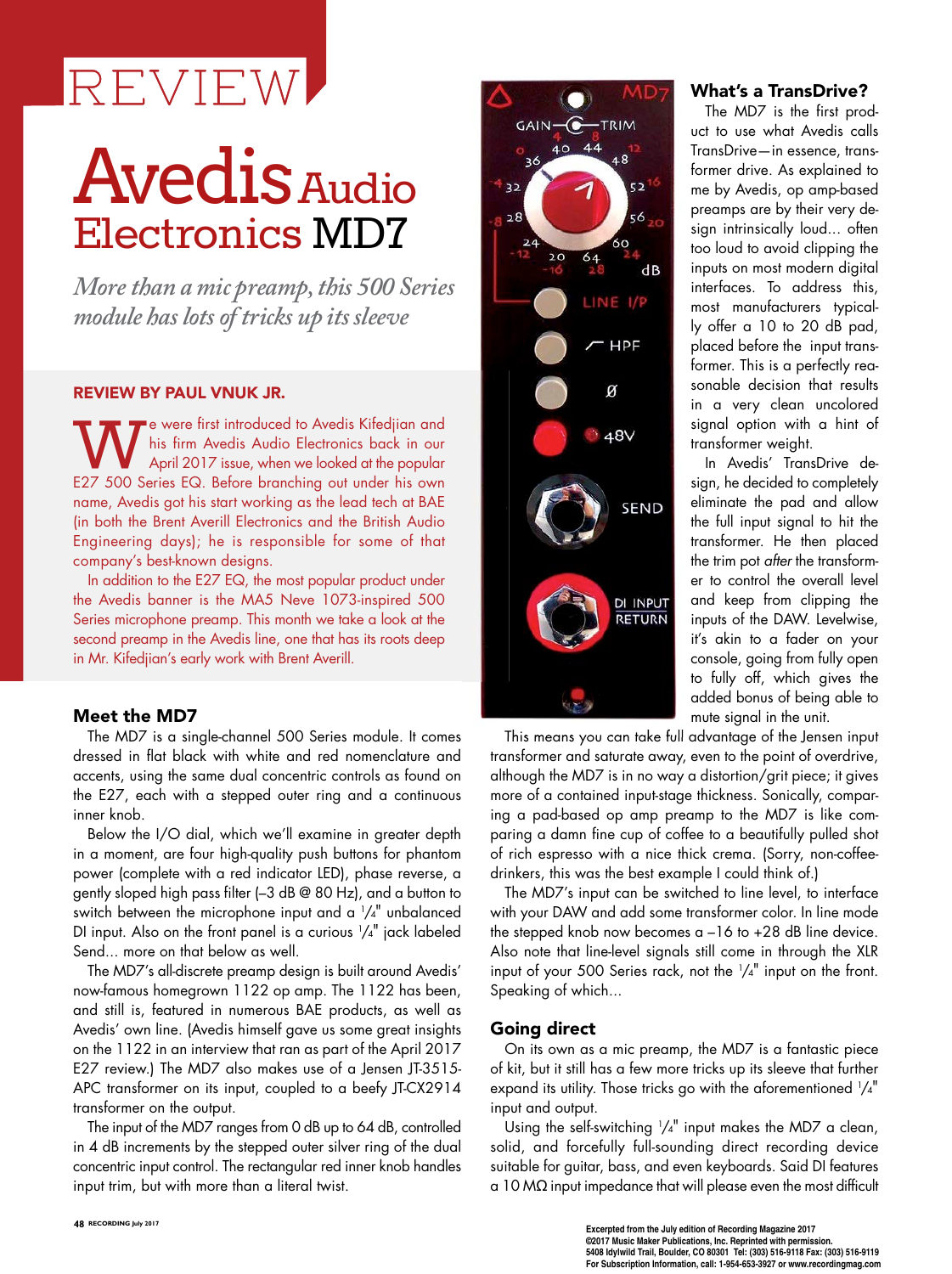# REVIEW

# Avedis Audio Electronics MD7

*More than a mic preamp, this 500 Series module has lots of tricks up its sleeve*

**REVIEW BY PAUL VNUK JR.**

We were first introduced to Avedis Kifedjian and his firm Avedis Audio Electronics back in our April 2017 issue, when we looked at the popular E27 500 Series EQ. Before branching out under his own name, Avedis got his start working as the lead tech at BAE (in both the Brent Averill Electronics and the British Audio Engineering days); he is responsible for some of that company's best-known designs.

In addition to the E27 EQ, the most popular product under the Avedis banner is the MA5 Neve 1073-inspired 500 Series microphone preamp. This month we take a look at the second preamp in the Avedis line, one that has its roots deep in Mr. Kifedjian's early work with Brent Averill.

## Meet the MD7

The MD7 is a single-channel 500 Series module. It comes dressed in flat black with white and red nomenclature and accents, using the same dual concentric controls as found on the E27, each with a stepped outer ring and a continuous inner knob.

Below the I/O dial, which we'll examine in greater depth in a moment, are four high-quality push buttons for phantom power (complete with a red indicator LED), phase reverse, a gently sloped high pass filter (–3 dB @ 80 Hz), and a button to switch between the microphone input and a 1/4" unbalanced DI input. Also on the front panel is a curious 1/4" jack labeled Send... more on that below as well.

The MD7's all-discrete preamp design is built around Avedis' now-famous homegrown 1122 op amp. The 1122 has been, and still is, featured in numerous BAE products, as well as Avedis' own line. (Avedis himself gave us some great insights on the 1122 in an interview that ran as part of the April 2017 E27 review.) The MD7 also makes use of a Jensen JT-3515-APC transformer on its input, coupled to a beefy JT-CX2914 transformer on the output.

The input of the MD7 ranges from 0 dB up to 64 dB, controlled in 4 dB increments by the stepped outer silver ring of the dual concentric input control. The rectangular red inner knob handles input trim, but with more than a literal twist.

## What's a TransDrive?

The MD7 is the first product to use what Avedis calls TransDrive—in essence, transformer drive. As explained to me by Avedis, op amp-based preamps are by their very design intrinsically loud... often too loud to avoid clipping the inputs on most modern digital interfaces. To address this, most manufacturers typically offer a 10 to 20 dB pad, placed before the input transformer. This is a perfectly reasonable decision that results in a very clean uncolored signal option with a hint of transformer weight.

In Avedis' TransDrive design, he decided to completely eliminate the pad and allow the full input signal to hit the transformer. He then placed the trim pot *after* the transformer to control the overall level and keep from clipping the inputs of the DAW. Levelwise, it's akin to a fader on your console, going from fully open to fully off, which gives the added bonus of being able to mute signal in the unit.

This means you can take full advantage of the Jensen input transformer and saturate away, even to the point of overdrive, although the MD7 is in no way a distortion/grit piece; it gives more of a contained input-stage thickness. Sonically, comparing a pad-based op amp preamp to the MD7 is like comparing a damn fine cup of coffee to a beautifully pulled shot of rich espresso with a nice thick crema. (Sorry, non-coffee-drinkers, this was the best example I could think of.)

The MD7's input can be switched to line level, to interface with your DAW and add some transformer color. In line mode the stepped knob now becomes a –16 to +28 dB line device. Also note that line-level signals still come in through the XLR input of your 500 Series rack, not the 1/4" input on the front. Speaking of which...

## Going direct

On its own as a mic preamp, the MD7 is a fantastic piece of kit, but it still has a few more tricks up its sleeve that further expand its utility. Those tricks go with the aforementioned 1/4" input and output.

Using the self-switching 1/4" input makes the MD7 a clean, solid, and forcefully full-sounding direct recording device suitable for guitar, bass, and even keyboards. Said DI features a 10 MΩ input impedance that will please even the most difficult

Excerpted from the July edition of Recording Magazine 2017
©2017 Music Maker Publications, Inc. Reprinted with permission.
5408 Idylwild Trail, Boulder, CO 80301 Tel: (303) 516-9118 Fax: (303) 516-9119
For Subscription Information, call: 1-954-653-3927 or www.recordingmag.com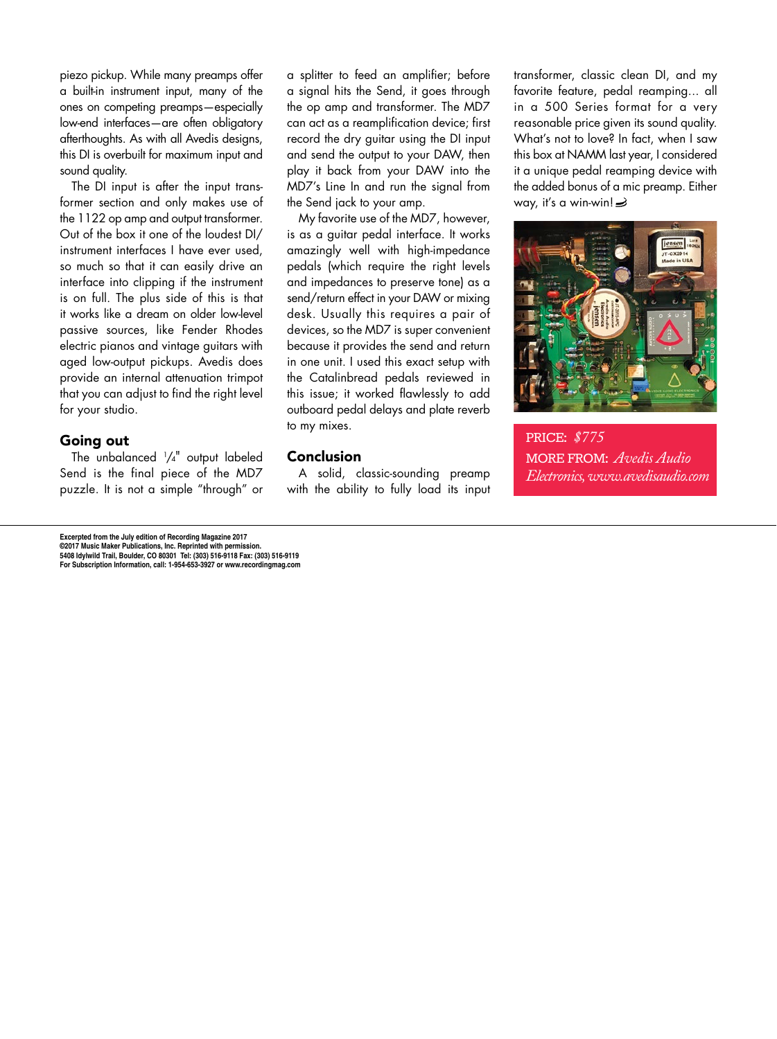piezo pickup. While many preamps offer a built-in instrument input, many of the ones on competing preamps—especially low-end interfaces—are often obligatory afterthoughts. As with all Avedis designs, this DI is overbuilt for maximum input and sound quality.

The DI input is after the input transformer section and only makes use of the 1122 op amp and output transformer. Out of the box it one of the loudest DI/instrument interfaces I have ever used, so much so that it can easily drive an interface into clipping if the instrument is on full. The plus side of this is that it works like a dream on older low-level passive sources, like Fender Rhodes electric pianos and vintage guitars with aged low-output pickups. Avedis does provide an internal attenuation trimpot that you can adjust to find the right level for your studio.

## Going out

The unbalanced 1/4" output labeled Send is the final piece of the MD7 puzzle. It is not a simple "through" or a splitter to feed an amplifier; before a signal hits the Send, it goes through the op amp and transformer. The MD7 can act as a reamplification device; first record the dry guitar using the DI input and send the output to your DAW, then play it back from your DAW into the MD7's Line In and run the signal from the Send jack to your amp.

My favorite use of the MD7, however, is as a guitar pedal interface. It works amazingly well with high-impedance pedals (which require the right levels and impedances to preserve tone) as a send/return effect in your DAW or mixing desk. Usually this requires a pair of devices, so the MD7 is super convenient because it provides the send and return in one unit. I used this exact setup with the Catalinbread pedals reviewed in this issue; it worked flawlessly to add outboard pedal delays and plate reverb to my mixes.

## Conclusion

A solid, classic-sounding preamp with the ability to fully load its input transformer, classic clean DI, and my favorite feature, pedal reamping... all in a 500 Series format for a very reasonable price given its sound quality. What's not to love? In fact, when I saw this box at NAMM last year, I considered it a unique pedal reamping device with the added bonus of a mic preamp. Either way, it's a win-win!

**PRICE:** *$775*
**MORE FROM:** *Avedis Audio Electronics, www.avedisaudio.com*

**Excerpted from the July edition of Recording Magazine 2017**
**©2017 Music Maker Publications, Inc. Reprinted with permission.**
**5408 Idylwild Trail, Boulder, CO 80301 Tel: (303) 516-9118 Fax: (303) 516-9119**
**For Subscription Information, call: 1-954-653-3927 or www.recordingmag.com**